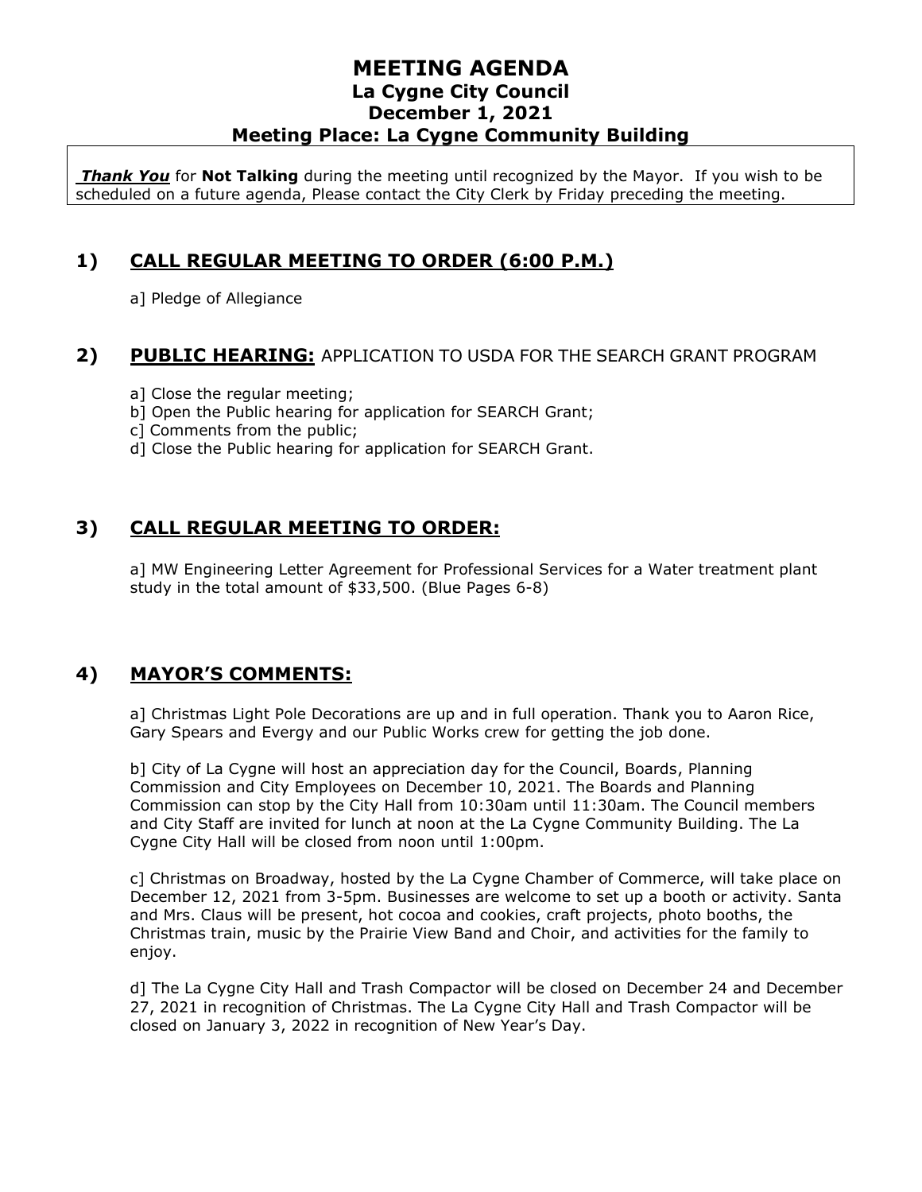# MEETING AGENDA
## La Cygne City Council
## December 1, 2021
## Meeting Place: La Cygne Community Building

***Thank You*** for **Not Talking** during the meeting until recognized by the Mayor. If you wish to be scheduled on a future agenda, Please contact the City Clerk by Friday preceding the meeting.

## 1) CALL REGULAR MEETING TO ORDER (6:00 P.M.)

a] Pledge of Allegiance

## 2) PUBLIC HEARING: APPLICATION TO USDA FOR THE SEARCH GRANT PROGRAM

a] Close the regular meeting;
b] Open the Public hearing for application for SEARCH Grant;
c] Comments from the public;
d] Close the Public hearing for application for SEARCH Grant.

## 3) CALL REGULAR MEETING TO ORDER:

a] MW Engineering Letter Agreement for Professional Services for a Water treatment plant study in the total amount of $33,500. (Blue Pages 6-8)

## 4) MAYOR'S COMMENTS:

a] Christmas Light Pole Decorations are up and in full operation. Thank you to Aaron Rice, Gary Spears and Evergy and our Public Works crew for getting the job done.

b] City of La Cygne will host an appreciation day for the Council, Boards, Planning Commission and City Employees on December 10, 2021. The Boards and Planning Commission can stop by the City Hall from 10:30am until 11:30am. The Council members and City Staff are invited for lunch at noon at the La Cygne Community Building. The La Cygne City Hall will be closed from noon until 1:00pm.

c] Christmas on Broadway, hosted by the La Cygne Chamber of Commerce, will take place on December 12, 2021 from 3-5pm. Businesses are welcome to set up a booth or activity. Santa and Mrs. Claus will be present, hot cocoa and cookies, craft projects, photo booths, the Christmas train, music by the Prairie View Band and Choir, and activities for the family to enjoy.

d] The La Cygne City Hall and Trash Compactor will be closed on December 24 and December 27, 2021 in recognition of Christmas. The La Cygne City Hall and Trash Compactor will be closed on January 3, 2022 in recognition of New Year's Day.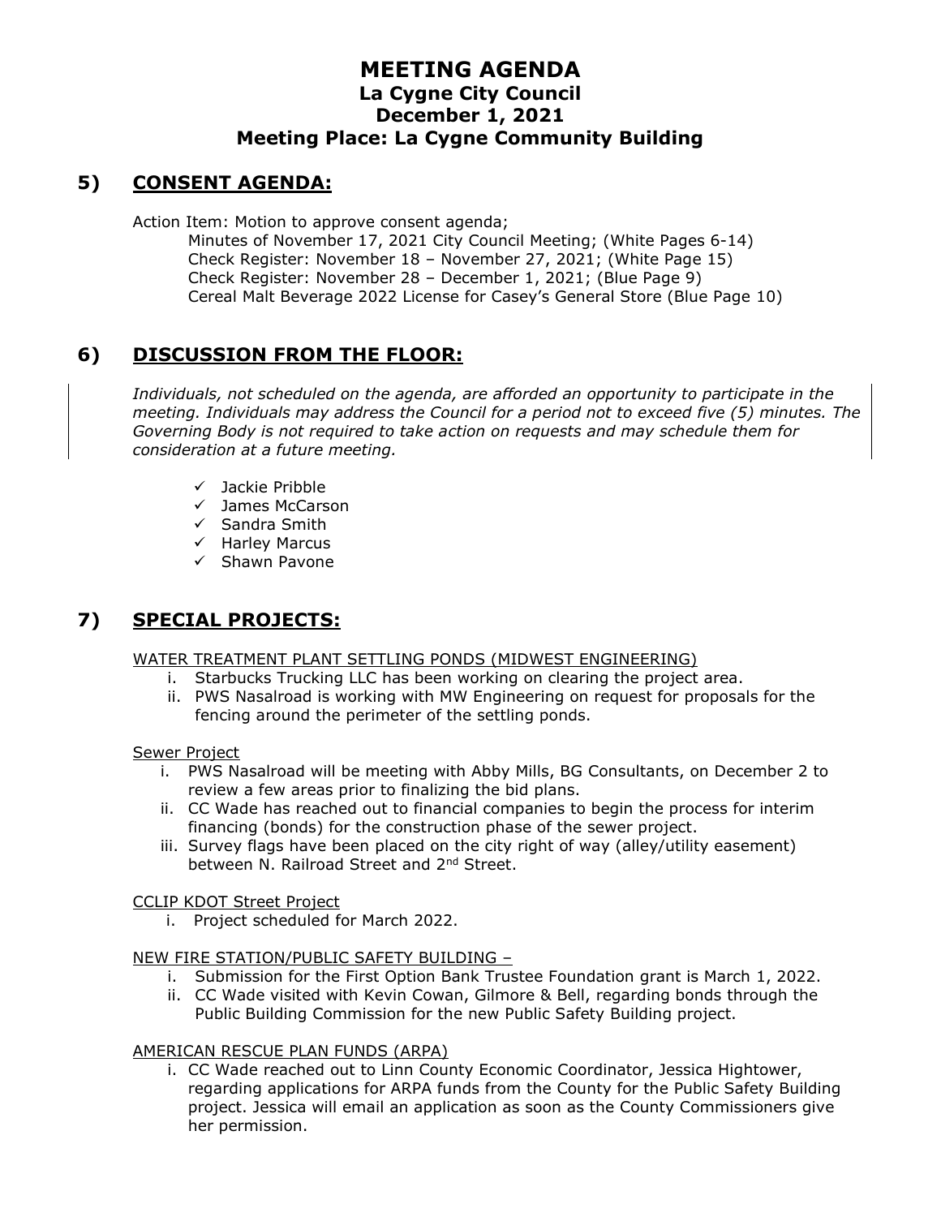# MEETING AGENDA
## La Cygne City Council
## December 1, 2021
## Meeting Place: La Cygne Community Building

## 5) CONSENT AGENDA:

Action Item: Motion to approve consent agenda;
- Minutes of November 17, 2021 City Council Meeting; (White Pages 6-14)
- Check Register: November 18 – November 27, 2021; (White Page 15)
- Check Register: November 28 – December 1, 2021; (Blue Page 9)
- Cereal Malt Beverage 2022 License for Casey's General Store (Blue Page 10)

## 6) DISCUSSION FROM THE FLOOR:

*Individuals, not scheduled on the agenda, are afforded an opportunity to participate in the meeting. Individuals may address the Council for a period not to exceed five (5) minutes. The Governing Body is not required to take action on requests and may schedule them for consideration at a future meeting.*

- ✓ Jackie Pribble
- ✓ James McCarson
- ✓ Sandra Smith
- ✓ Harley Marcus
- ✓ Shawn Pavone

## 7) SPECIAL PROJECTS:

WATER TREATMENT PLANT SETTLING PONDS (MIDWEST ENGINEERING)

i. Starbucks Trucking LLC has been working on clearing the project area.
ii. PWS Nasalroad is working with MW Engineering on request for proposals for the fencing around the perimeter of the settling ponds.

Sewer Project

i. PWS Nasalroad will be meeting with Abby Mills, BG Consultants, on December 2 to review a few areas prior to finalizing the bid plans.
ii. CC Wade has reached out to financial companies to begin the process for interim financing (bonds) for the construction phase of the sewer project.
iii. Survey flags have been placed on the city right of way (alley/utility easement) between N. Railroad Street and 2nd Street.

CCLIP KDOT Street Project

i. Project scheduled for March 2022.

NEW FIRE STATION/PUBLIC SAFETY BUILDING –

i. Submission for the First Option Bank Trustee Foundation grant is March 1, 2022.
ii. CC Wade visited with Kevin Cowan, Gilmore & Bell, regarding bonds through the Public Building Commission for the new Public Safety Building project.

AMERICAN RESCUE PLAN FUNDS (ARPA)

i. CC Wade reached out to Linn County Economic Coordinator, Jessica Hightower, regarding applications for ARPA funds from the County for the Public Safety Building project. Jessica will email an application as soon as the County Commissioners give her permission.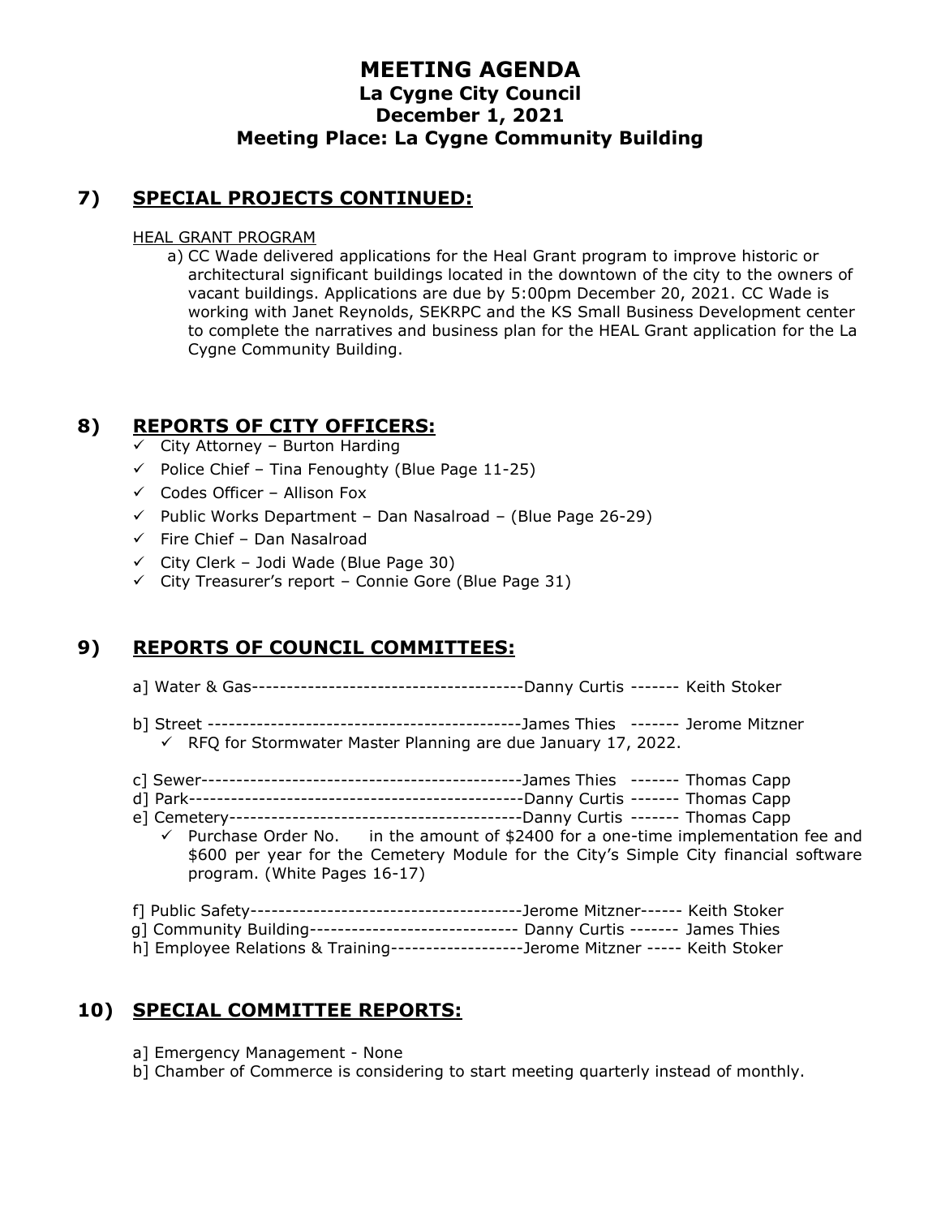# MEETING AGENDA
## La Cygne City Council
## December 1, 2021
## Meeting Place: La Cygne Community Building

## 7) SPECIAL PROJECTS CONTINUED:

HEAL GRANT PROGRAM

a) CC Wade delivered applications for the Heal Grant program to improve historic or architectural significant buildings located in the downtown of the city to the owners of vacant buildings. Applications are due by 5:00pm December 20, 2021. CC Wade is working with Janet Reynolds, SEKRPC and the KS Small Business Development center to complete the narratives and business plan for the HEAL Grant application for the La Cygne Community Building.

## 8) REPORTS OF CITY OFFICERS:

- ✓ City Attorney – Burton Harding
- ✓ Police Chief – Tina Fenoughty (Blue Page 11-25)
- ✓ Codes Officer – Allison Fox
- ✓ Public Works Department – Dan Nasalroad – (Blue Page 26-29)
- ✓ Fire Chief – Dan Nasalroad
- ✓ City Clerk – Jodi Wade (Blue Page 30)
- ✓ City Treasurer's report – Connie Gore (Blue Page 31)

## 9) REPORTS OF COUNCIL COMMITTEES:

a] Water & Gas---------------------------------------Danny Curtis ------- Keith Stoker

b] Street --------------------------------------------James Thies ------- Jerome Mitzner

- ✓ RFQ for Stormwater Master Planning are due January 17, 2022.

c] Sewer----------------------------------------------James Thies ------- Thomas Capp
d] Park------------------------------------------------Danny Curtis ------- Thomas Capp
e] Cemetery-------------------------------------------Danny Curtis ------- Thomas Capp

- ✓ Purchase Order No. in the amount of $2400 for a one-time implementation fee and $600 per year for the Cemetery Module for the City's Simple City financial software program. (White Pages 16-17)

f] Public Safety---------------------------------------Jerome Mitzner------ Keith Stoker
g] Community Building------------------------------ Danny Curtis ------- James Thies
h] Employee Relations & Training-------------------Jerome Mitzner ----- Keith Stoker

## 10) SPECIAL COMMITTEE REPORTS:

a] Emergency Management - None
b] Chamber of Commerce is considering to start meeting quarterly instead of monthly.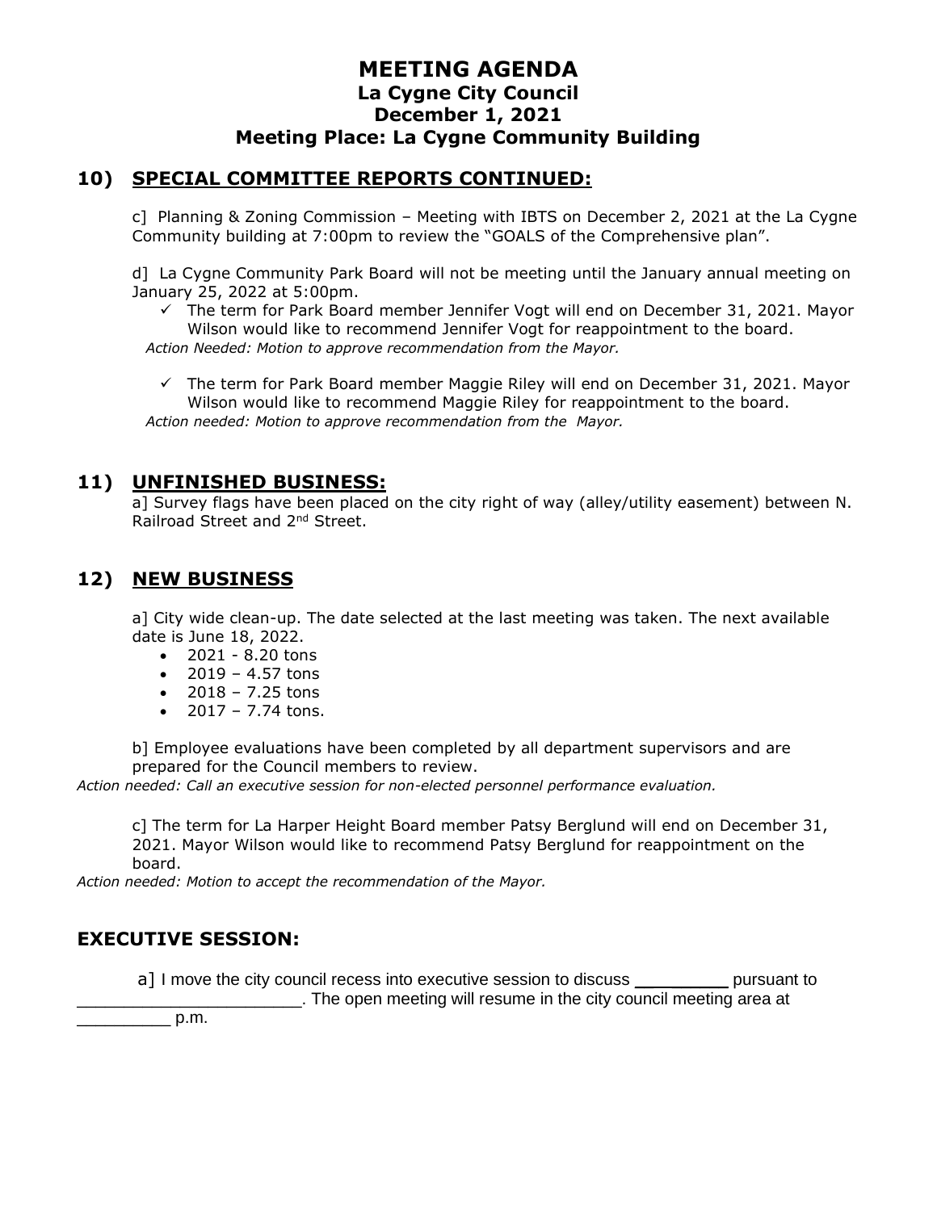# MEETING AGENDA
## La Cygne City Council
## December 1, 2021
## Meeting Place: La Cygne Community Building

## 10) SPECIAL COMMITTEE REPORTS CONTINUED:

c] Planning & Zoning Commission – Meeting with IBTS on December 2, 2021 at the La Cygne Community building at 7:00pm to review the "GOALS of the Comprehensive plan".

d] La Cygne Community Park Board will not be meeting until the January annual meeting on January 25, 2022 at 5:00pm.

- ✓ The term for Park Board member Jennifer Vogt will end on December 31, 2021. Mayor Wilson would like to recommend Jennifer Vogt for reappointment to the board.

*Action Needed: Motion to approve recommendation from the Mayor.*

- ✓ The term for Park Board member Maggie Riley will end on December 31, 2021. Mayor Wilson would like to recommend Maggie Riley for reappointment to the board.

*Action needed: Motion to approve recommendation from the Mayor.*

## 11) UNFINISHED BUSINESS:

a] Survey flags have been placed on the city right of way (alley/utility easement) between N. Railroad Street and 2nd Street.

## 12) NEW BUSINESS

a] City wide clean-up. The date selected at the last meeting was taken. The next available date is June 18, 2022.

- 2021 - 8.20 tons
- 2019 – 4.57 tons
- 2018 – 7.25 tons
- 2017 – 7.74 tons.

b] Employee evaluations have been completed by all department supervisors and are prepared for the Council members to review.

*Action needed: Call an executive session for non-elected personnel performance evaluation.*

c] The term for La Harper Height Board member Patsy Berglund will end on December 31, 2021. Mayor Wilson would like to recommend Patsy Berglund for reappointment on the board.

*Action needed: Motion to accept the recommendation of the Mayor.*

## EXECUTIVE SESSION:

a] I move the city council recess into executive session to discuss _________ pursuant to _______________________. The open meeting will resume in the city council meeting area at _________ p.m.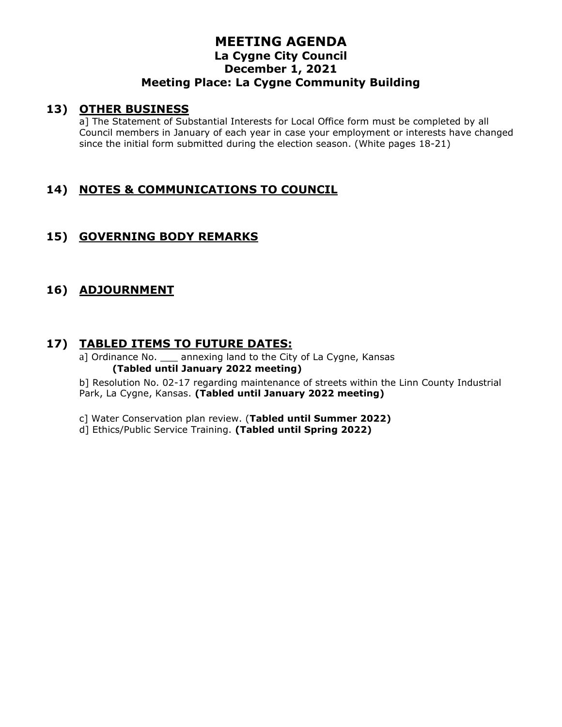# MEETING AGENDA

## La Cygne City Council

## December 1, 2021

## Meeting Place: La Cygne Community Building

## 13) OTHER BUSINESS

a] The Statement of Substantial Interests for Local Office form must be completed by all Council members in January of each year in case your employment or interests have changed since the initial form submitted during the election season. (White pages 18-21)

## 14) NOTES & COMMUNICATIONS TO COUNCIL

## 15) GOVERNING BODY REMARKS

## 16) ADJOURNMENT

## 17) TABLED ITEMS TO FUTURE DATES:

a] Ordinance No. ___ annexing land to the City of La Cygne, Kansas
**(Tabled until January 2022 meeting)**

b] Resolution No. 02-17 regarding maintenance of streets within the Linn County Industrial Park, La Cygne, Kansas. **(Tabled until January 2022 meeting)**

c] Water Conservation plan review. (**Tabled until Summer 2022)**
d] Ethics/Public Service Training. **(Tabled until Spring 2022)**